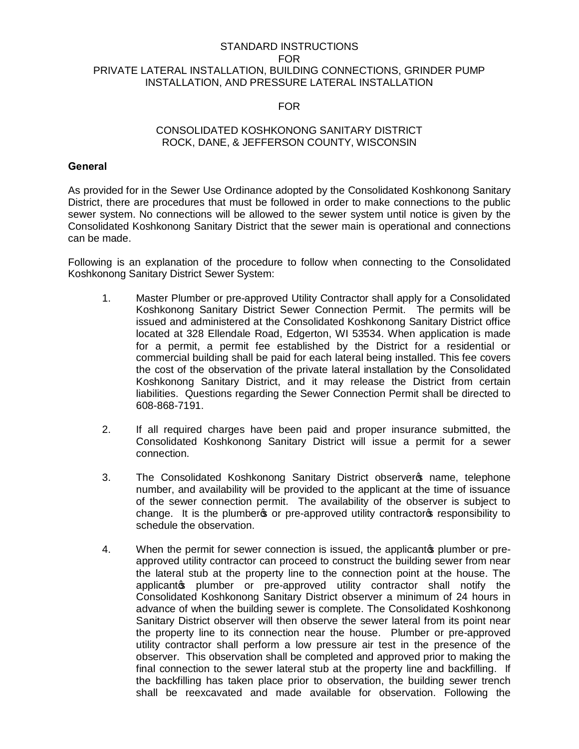STANDARD INSTRUCTIONS
FOR
PRIVATE LATERAL INSTALLATION, BUILDING CONNECTIONS, GRINDER PUMP INSTALLATION, AND PRESSURE LATERAL INSTALLATION

FOR

CONSOLIDATED KOSHKONONG SANITARY DISTRICT
ROCK, DANE, & JEFFERSON COUNTY, WISCONSIN

## General

As provided for in the Sewer Use Ordinance adopted by the Consolidated Koshkonong Sanitary District, there are procedures that must be followed in order to make connections to the public sewer system. No connections will be allowed to the sewer system until notice is given by the Consolidated Koshkonong Sanitary District that the sewer main is operational and connections can be made.

Following is an explanation of the procedure to follow when connecting to the Consolidated Koshkonong Sanitary District Sewer System:

1. Master Plumber or pre-approved Utility Contractor shall apply for a Consolidated Koshkonong Sanitary District Sewer Connection Permit. The permits will be issued and administered at the Consolidated Koshkonong Sanitary District office located at 328 Ellendale Road, Edgerton, WI 53534. When application is made for a permit, a permit fee established by the District for a residential or commercial building shall be paid for each lateral being installed. This fee covers the cost of the observation of the private lateral installation by the Consolidated Koshkonong Sanitary District, and it may release the District from certain liabilities. Questions regarding the Sewer Connection Permit shall be directed to 608-868-7191.

2. If all required charges have been paid and proper insurance submitted, the Consolidated Koshkonong Sanitary District will issue a permit for a sewer connection.

3. The Consolidated Koshkonong Sanitary District observer's name, telephone number, and availability will be provided to the applicant at the time of issuance of the sewer connection permit. The availability of the observer is subject to change. It is the plumber's or pre-approved utility contractor's responsibility to schedule the observation.

4. When the permit for sewer connection is issued, the applicant's plumber or pre-approved utility contractor can proceed to construct the building sewer from near the lateral stub at the property line to the connection point at the house. The applicant's plumber or pre-approved utility contractor shall notify the Consolidated Koshkonong Sanitary District observer a minimum of 24 hours in advance of when the building sewer is complete. The Consolidated Koshkonong Sanitary District observer will then observe the sewer lateral from its point near the property line to its connection near the house. Plumber or pre-approved utility contractor shall perform a low pressure air test in the presence of the observer. This observation shall be completed and approved prior to making the final connection to the sewer lateral stub at the property line and backfilling. If the backfilling has taken place prior to observation, the building sewer trench shall be reexcavated and made available for observation. Following the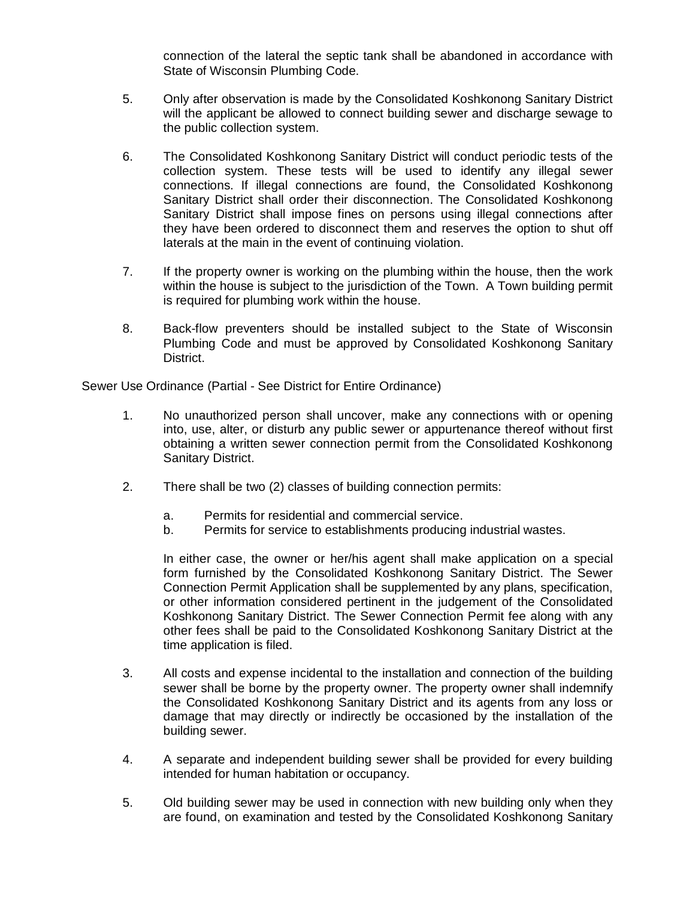connection of the lateral the septic tank shall be abandoned in accordance with State of Wisconsin Plumbing Code.

5. Only after observation is made by the Consolidated Koshkonong Sanitary District will the applicant be allowed to connect building sewer and discharge sewage to the public collection system.

6. The Consolidated Koshkonong Sanitary District will conduct periodic tests of the collection system. These tests will be used to identify any illegal sewer connections. If illegal connections are found, the Consolidated Koshkonong Sanitary District shall order their disconnection. The Consolidated Koshkonong Sanitary District shall impose fines on persons using illegal connections after they have been ordered to disconnect them and reserves the option to shut off laterals at the main in the event of continuing violation.

7. If the property owner is working on the plumbing within the house, then the work within the house is subject to the jurisdiction of the Town. A Town building permit is required for plumbing work within the house.

8. Back-flow preventers should be installed subject to the State of Wisconsin Plumbing Code and must be approved by Consolidated Koshkonong Sanitary District.

Sewer Use Ordinance (Partial - See District for Entire Ordinance)

1. No unauthorized person shall uncover, make any connections with or opening into, use, alter, or disturb any public sewer or appurtenance thereof without first obtaining a written sewer connection permit from the Consolidated Koshkonong Sanitary District.

2. There shall be two (2) classes of building connection permits:

   a. Permits for residential and commercial service.
   b. Permits for service to establishments producing industrial wastes.

   In either case, the owner or her/his agent shall make application on a special form furnished by the Consolidated Koshkonong Sanitary District. The Sewer Connection Permit Application shall be supplemented by any plans, specification, or other information considered pertinent in the judgement of the Consolidated Koshkonong Sanitary District. The Sewer Connection Permit fee along with any other fees shall be paid to the Consolidated Koshkonong Sanitary District at the time application is filed.

3. All costs and expense incidental to the installation and connection of the building sewer shall be borne by the property owner. The property owner shall indemnify the Consolidated Koshkonong Sanitary District and its agents from any loss or damage that may directly or indirectly be occasioned by the installation of the building sewer.

4. A separate and independent building sewer shall be provided for every building intended for human habitation or occupancy.

5. Old building sewer may be used in connection with new building only when they are found, on examination and tested by the Consolidated Koshkonong Sanitary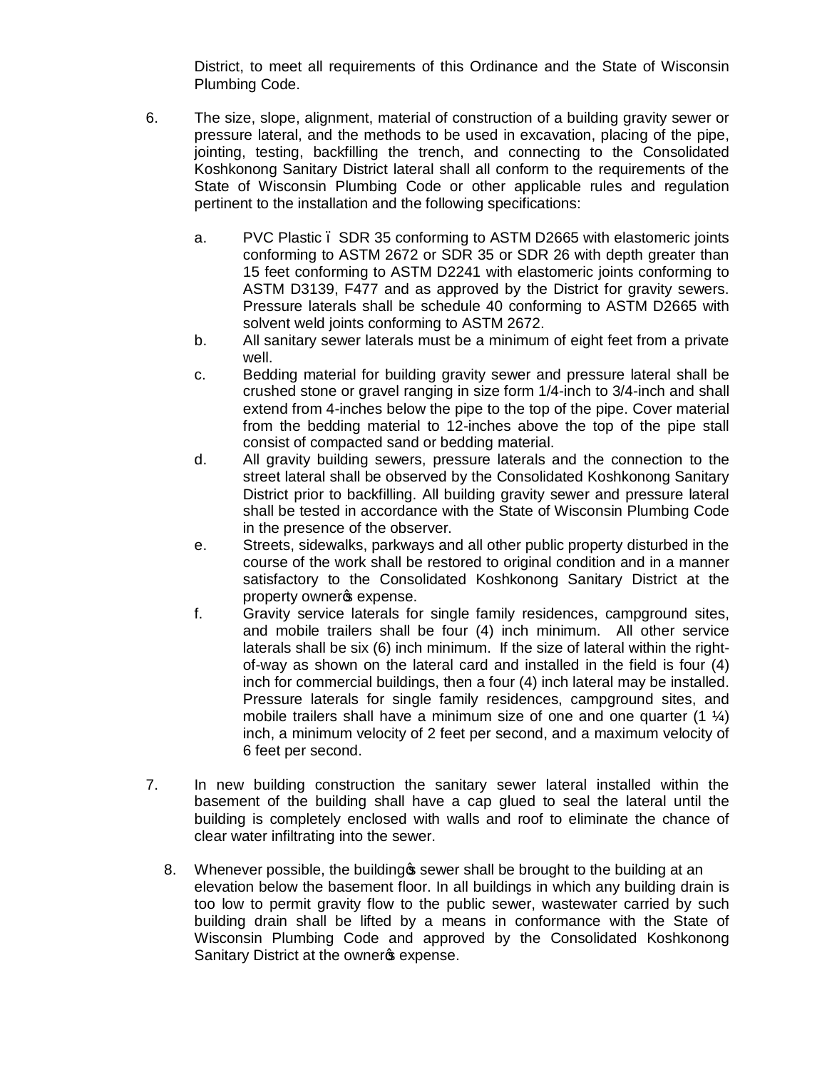District, to meet all requirements of this Ordinance and the State of Wisconsin Plumbing Code.

6. The size, slope, alignment, material of construction of a building gravity sewer or pressure lateral, and the methods to be used in excavation, placing of the pipe, jointing, testing, backfilling the trench, and connecting to the Consolidated Koshkonong Sanitary District lateral shall all conform to the requirements of the State of Wisconsin Plumbing Code or other applicable rules and regulation pertinent to the installation and the following specifications:

   a. PVC Plastic – SDR 35 conforming to ASTM D2665 with elastomeric joints conforming to ASTM 2672 or SDR 35 or SDR 26 with depth greater than 15 feet conforming to ASTM D2241 with elastomeric joints conforming to ASTM D3139, F477 and as approved by the District for gravity sewers. Pressure laterals shall be schedule 40 conforming to ASTM D2665 with solvent weld joints conforming to ASTM 2672.
   b. All sanitary sewer laterals must be a minimum of eight feet from a private well.
   c. Bedding material for building gravity sewer and pressure lateral shall be crushed stone or gravel ranging in size form 1/4-inch to 3/4-inch and shall extend from 4-inches below the pipe to the top of the pipe. Cover material from the bedding material to 12-inches above the top of the pipe stall consist of compacted sand or bedding material.
   d. All gravity building sewers, pressure laterals and the connection to the street lateral shall be observed by the Consolidated Koshkonong Sanitary District prior to backfilling. All building gravity sewer and pressure lateral shall be tested in accordance with the State of Wisconsin Plumbing Code in the presence of the observer.
   e. Streets, sidewalks, parkways and all other public property disturbed in the course of the work shall be restored to original condition and in a manner satisfactory to the Consolidated Koshkonong Sanitary District at the property owner's expense.
   f. Gravity service laterals for single family residences, campground sites, and mobile trailers shall be four (4) inch minimum. All other service laterals shall be six (6) inch minimum. If the size of lateral within the right-of-way as shown on the lateral card and installed in the field is four (4) inch for commercial buildings, then a four (4) inch lateral may be installed. Pressure laterals for single family residences, campground sites, and mobile trailers shall have a minimum size of one and one quarter (1 ¼) inch, a minimum velocity of 2 feet per second, and a maximum velocity of 6 feet per second.

7. In new building construction the sanitary sewer lateral installed within the basement of the building shall have a cap glued to seal the lateral until the building is completely enclosed with walls and roof to eliminate the chance of clear water infiltrating into the sewer.

8. Whenever possible, the building's sewer shall be brought to the building at an elevation below the basement floor. In all buildings in which any building drain is too low to permit gravity flow to the public sewer, wastewater carried by such building drain shall be lifted by a means in conformance with the State of Wisconsin Plumbing Code and approved by the Consolidated Koshkonong Sanitary District at the owner's expense.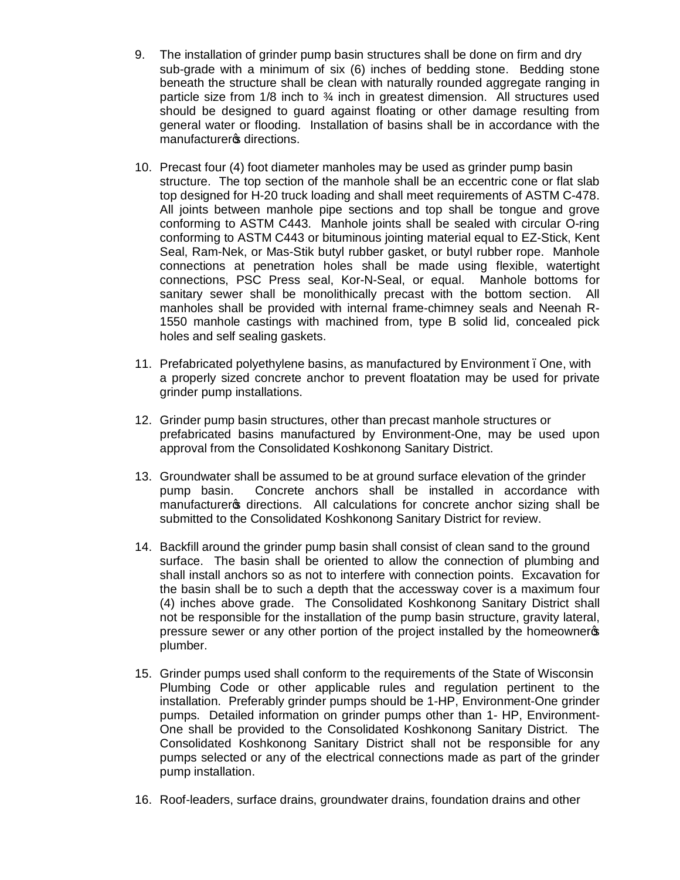9. The installation of grinder pump basin structures shall be done on firm and dry sub-grade with a minimum of six (6) inches of bedding stone. Bedding stone beneath the structure shall be clean with naturally rounded aggregate ranging in particle size from 1/8 inch to ¾ inch in greatest dimension. All structures used should be designed to guard against floating or other damage resulting from general water or flooding. Installation of basins shall be in accordance with the manufacturer's directions.

10. Precast four (4) foot diameter manholes may be used as grinder pump basin structure. The top section of the manhole shall be an eccentric cone or flat slab top designed for H-20 truck loading and shall meet requirements of ASTM C-478. All joints between manhole pipe sections and top shall be tongue and grove conforming to ASTM C443. Manhole joints shall be sealed with circular O-ring conforming to ASTM C443 or bituminous jointing material equal to EZ-Stick, Kent Seal, Ram-Nek, or Mas-Stik butyl rubber gasket, or butyl rubber rope. Manhole connections at penetration holes shall be made using flexible, watertight connections, PSC Press seal, Kor-N-Seal, or equal. Manhole bottoms for sanitary sewer shall be monolithically precast with the bottom section. All manholes shall be provided with internal frame-chimney seals and Neenah R-1550 manhole castings with machined from, type B solid lid, concealed pick holes and self sealing gaskets.

11. Prefabricated polyethylene basins, as manufactured by Environment – One, with a properly sized concrete anchor to prevent floatation may be used for private grinder pump installations.

12. Grinder pump basin structures, other than precast manhole structures or prefabricated basins manufactured by Environment-One, may be used upon approval from the Consolidated Koshkonong Sanitary District.

13. Groundwater shall be assumed to be at ground surface elevation of the grinder pump basin. Concrete anchors shall be installed in accordance with manufacturer's directions. All calculations for concrete anchor sizing shall be submitted to the Consolidated Koshkonong Sanitary District for review.

14. Backfill around the grinder pump basin shall consist of clean sand to the ground surface. The basin shall be oriented to allow the connection of plumbing and shall install anchors so as not to interfere with connection points. Excavation for the basin shall be to such a depth that the accessway cover is a maximum four (4) inches above grade. The Consolidated Koshkonong Sanitary District shall not be responsible for the installation of the pump basin structure, gravity lateral, pressure sewer or any other portion of the project installed by the homeowner's plumber.

15. Grinder pumps used shall conform to the requirements of the State of Wisconsin Plumbing Code or other applicable rules and regulation pertinent to the installation. Preferably grinder pumps should be 1-HP, Environment-One grinder pumps. Detailed information on grinder pumps other than 1- HP, Environment-One shall be provided to the Consolidated Koshkonong Sanitary District. The Consolidated Koshkonong Sanitary District shall not be responsible for any pumps selected or any of the electrical connections made as part of the grinder pump installation.

16. Roof-leaders, surface drains, groundwater drains, foundation drains and other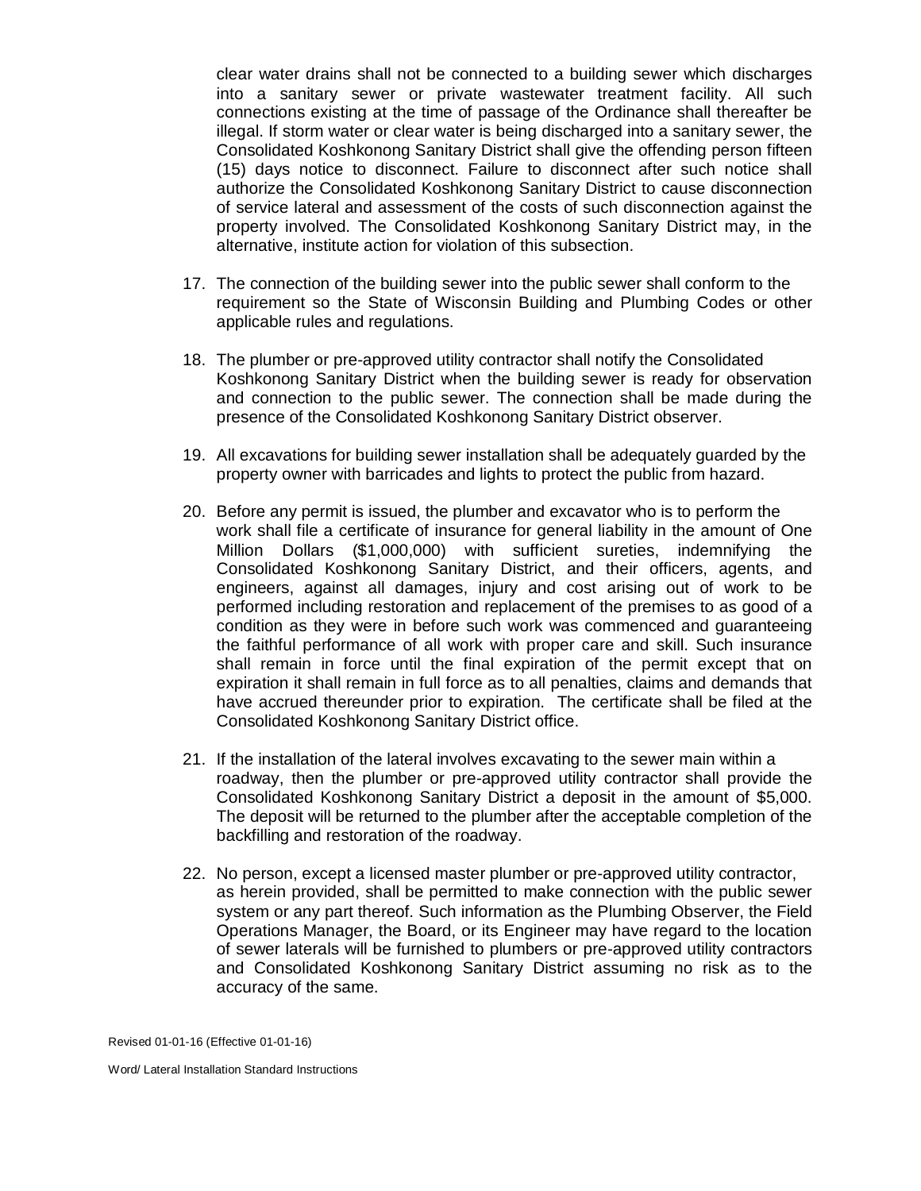clear water drains shall not be connected to a building sewer which discharges into a sanitary sewer or private wastewater treatment facility. All such connections existing at the time of passage of the Ordinance shall thereafter be illegal. If storm water or clear water is being discharged into a sanitary sewer, the Consolidated Koshkonong Sanitary District shall give the offending person fifteen (15) days notice to disconnect. Failure to disconnect after such notice shall authorize the Consolidated Koshkonong Sanitary District to cause disconnection of service lateral and assessment of the costs of such disconnection against the property involved. The Consolidated Koshkonong Sanitary District may, in the alternative, institute action for violation of this subsection.

17. The connection of the building sewer into the public sewer shall conform to the requirement so the State of Wisconsin Building and Plumbing Codes or other applicable rules and regulations.

18. The plumber or pre-approved utility contractor shall notify the Consolidated Koshkonong Sanitary District when the building sewer is ready for observation and connection to the public sewer. The connection shall be made during the presence of the Consolidated Koshkonong Sanitary District observer.

19. All excavations for building sewer installation shall be adequately guarded by the property owner with barricades and lights to protect the public from hazard.

20. Before any permit is issued, the plumber and excavator who is to perform the work shall file a certificate of insurance for general liability in the amount of One Million Dollars ($1,000,000) with sufficient sureties, indemnifying the Consolidated Koshkonong Sanitary District, and their officers, agents, and engineers, against all damages, injury and cost arising out of work to be performed including restoration and replacement of the premises to as good of a condition as they were in before such work was commenced and guaranteeing the faithful performance of all work with proper care and skill. Such insurance shall remain in force until the final expiration of the permit except that on expiration it shall remain in full force as to all penalties, claims and demands that have accrued thereunder prior to expiration. The certificate shall be filed at the Consolidated Koshkonong Sanitary District office.

21. If the installation of the lateral involves excavating to the sewer main within a roadway, then the plumber or pre-approved utility contractor shall provide the Consolidated Koshkonong Sanitary District a deposit in the amount of $5,000. The deposit will be returned to the plumber after the acceptable completion of the backfilling and restoration of the roadway.

22. No person, except a licensed master plumber or pre-approved utility contractor, as herein provided, shall be permitted to make connection with the public sewer system or any part thereof. Such information as the Plumbing Observer, the Field Operations Manager, the Board, or its Engineer may have regard to the location of sewer laterals will be furnished to plumbers or pre-approved utility contractors and Consolidated Koshkonong Sanitary District assuming no risk as to the accuracy of the same.